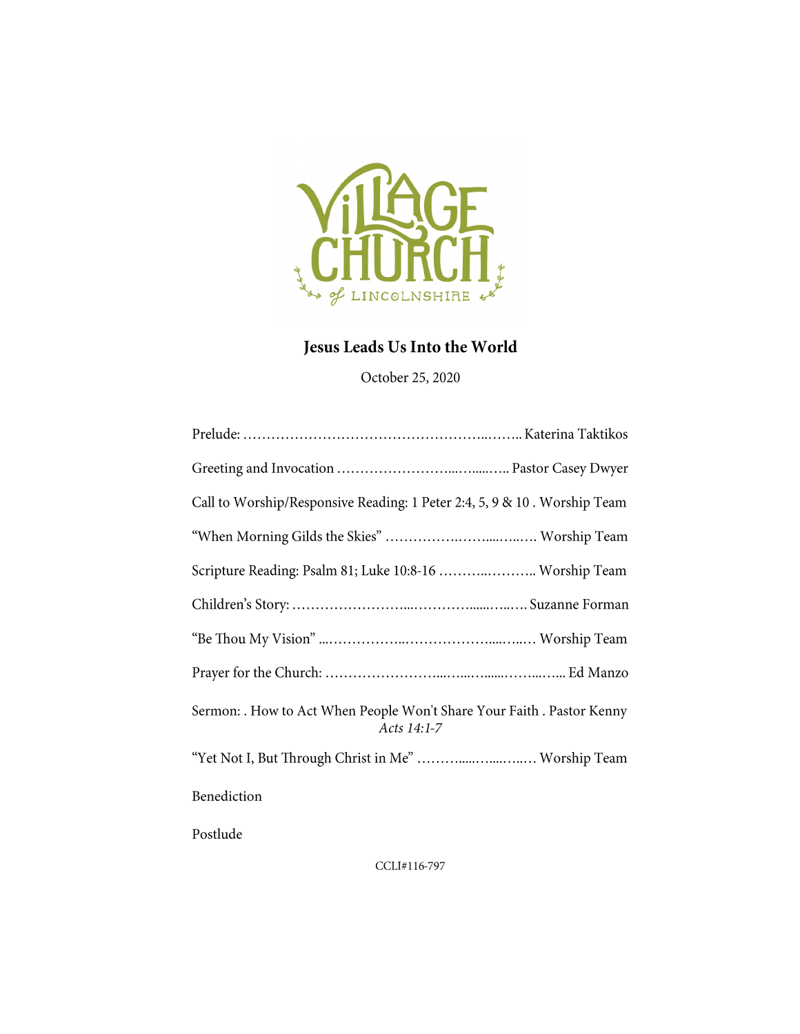VILLAGE CHURCH of LINCOLNSHIRE

## Jesus Leads Us Into the World

October 25, 2020

Prelude: ……………………………………………..…….. Katerina Taktikos

Greeting and Invocation …………………...…....….. Pastor Casey Dwyer

Call to Worship/Responsive Reading: 1 Peter 2:4, 5, 9 & 10 . Worship Team

"When Morning Gilds the Skies" ……………..……....…..…. Worship Team

Scripture Reading: Psalm 81; Luke 10:8-16 ………..……….. Worship Team

Children's Story: …………………...………......…..…. Suzanne Forman

"Be Thou My Vision" ...……………...………………....…..… Worship Team

Prayer for the Church: ……………………...…...….......……...…... Ed Manzo

Sermon: . How to Act When People Won't Share Your Faith . Pastor Kenny
*Acts 14:1-7*

"Yet Not I, But Through Christ in Me" ……….....…....…..… Worship Team

Benediction

Postlude

CCLI#116-797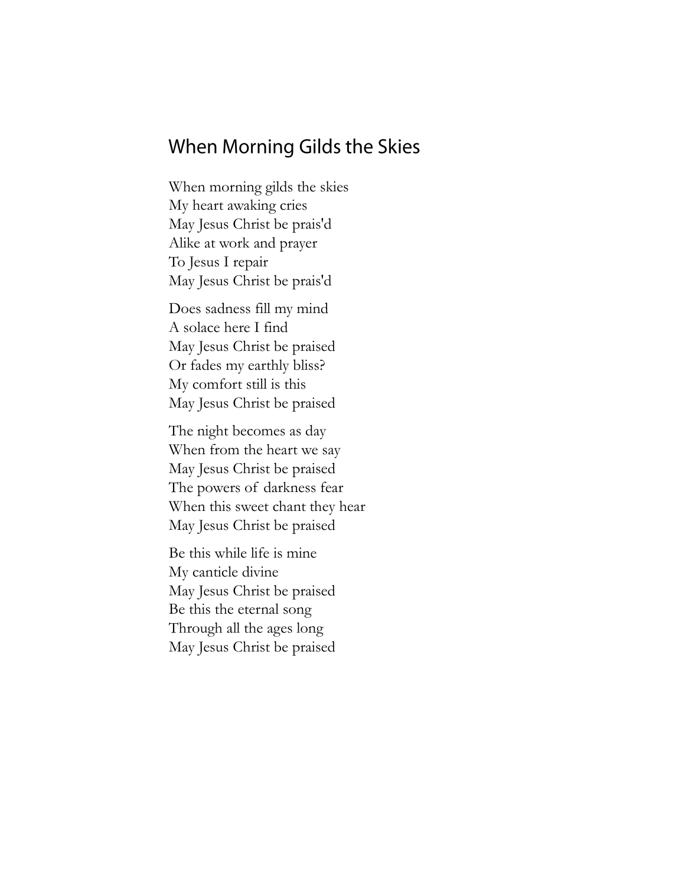## When Morning Gilds the Skies

When morning gilds the skies  
My heart awaking cries  
May Jesus Christ be prais'd  
Alike at work and prayer  
To Jesus I repair  
May Jesus Christ be prais'd

Does sadness fill my mind  
A solace here I find  
May Jesus Christ be praised  
Or fades my earthly bliss?  
My comfort still is this  
May Jesus Christ be praised

The night becomes as day  
When from the heart we say  
May Jesus Christ be praised  
The powers of darkness fear  
When this sweet chant they hear  
May Jesus Christ be praised

Be this while life is mine  
My canticle divine  
May Jesus Christ be praised  
Be this the eternal song  
Through all the ages long  
May Jesus Christ be praised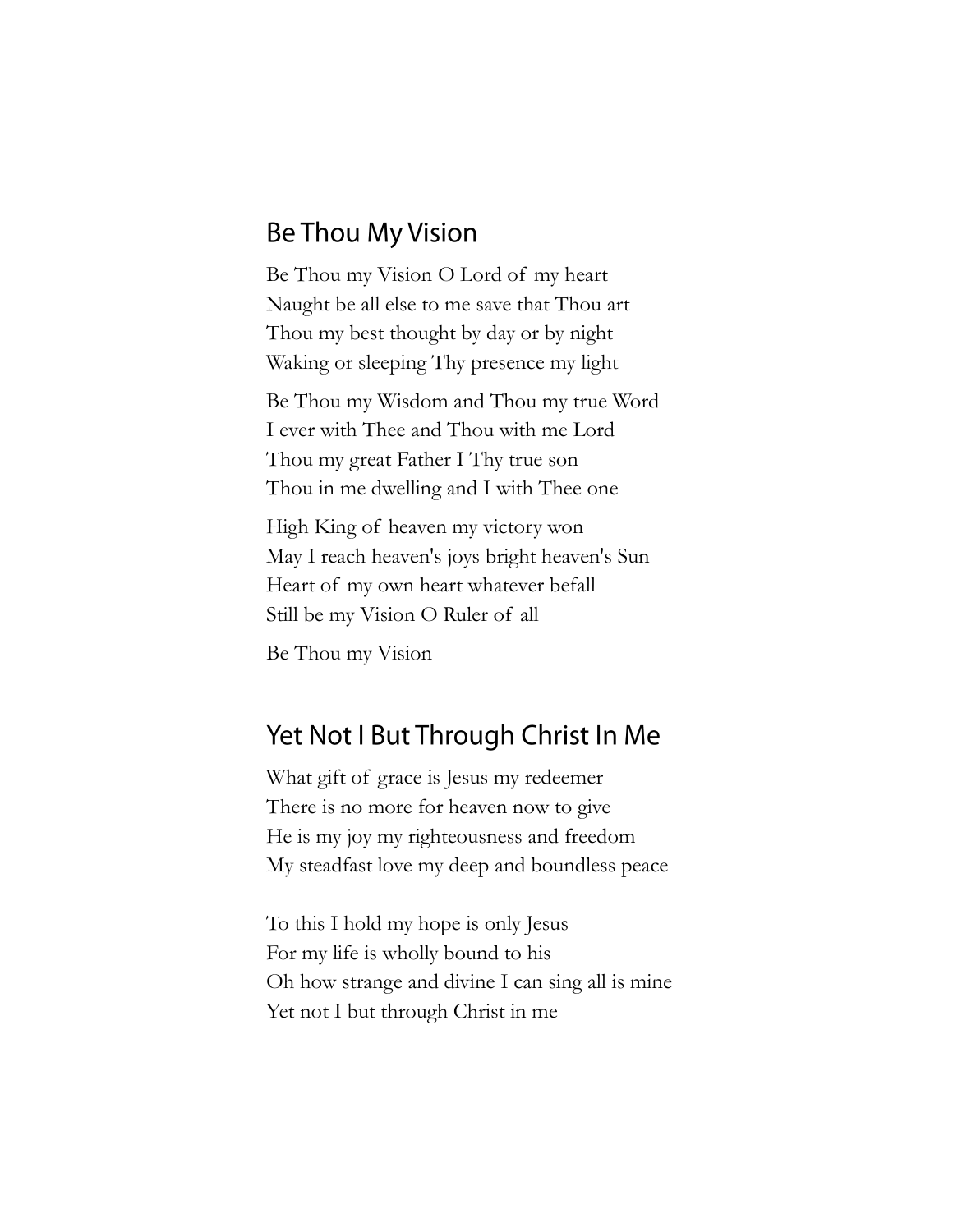## Be Thou My Vision

Be Thou my Vision O Lord of my heart
Naught be all else to me save that Thou art
Thou my best thought by day or by night
Waking or sleeping Thy presence my light

Be Thou my Wisdom and Thou my true Word
I ever with Thee and Thou with me Lord
Thou my great Father I Thy true son
Thou in me dwelling and I with Thee one

High King of heaven my victory won
May I reach heaven's joys bright heaven's Sun
Heart of my own heart whatever befall
Still be my Vision O Ruler of all

Be Thou my Vision

## Yet Not I But Through Christ In Me

What gift of grace is Jesus my redeemer
There is no more for heaven now to give
He is my joy my righteousness and freedom
My steadfast love my deep and boundless peace

To this I hold my hope is only Jesus
For my life is wholly bound to his
Oh how strange and divine I can sing all is mine
Yet not I but through Christ in me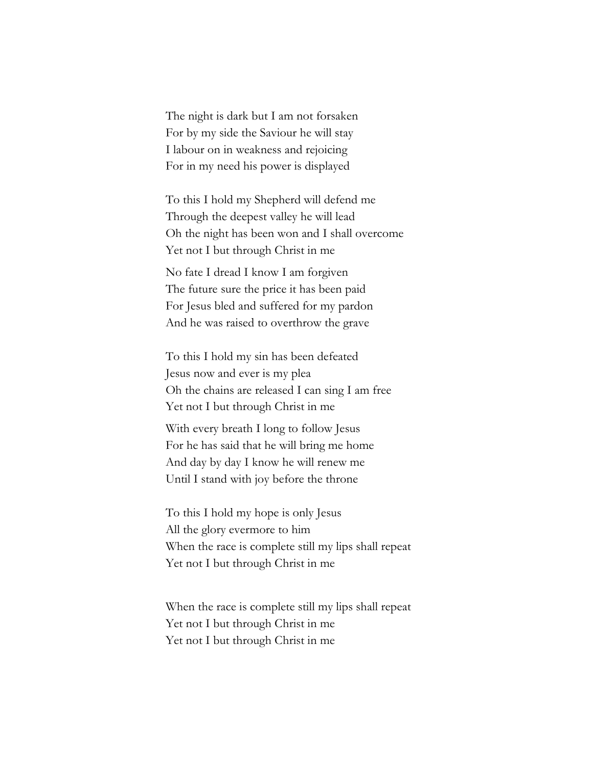The night is dark but I am not forsaken
For by my side the Saviour he will stay
I labour on in weakness and rejoicing
For in my need his power is displayed

To this I hold my Shepherd will defend me
Through the deepest valley he will lead
Oh the night has been won and I shall overcome
Yet not I but through Christ in me

No fate I dread I know I am forgiven
The future sure the price it has been paid
For Jesus bled and suffered for my pardon
And he was raised to overthrow the grave

To this I hold my sin has been defeated
Jesus now and ever is my plea
Oh the chains are released I can sing I am free
Yet not I but through Christ in me

With every breath I long to follow Jesus
For he has said that he will bring me home
And day by day I know he will renew me
Until I stand with joy before the throne

To this I hold my hope is only Jesus
All the glory evermore to him
When the race is complete still my lips shall repeat
Yet not I but through Christ in me

When the race is complete still my lips shall repeat
Yet not I but through Christ in me
Yet not I but through Christ in me